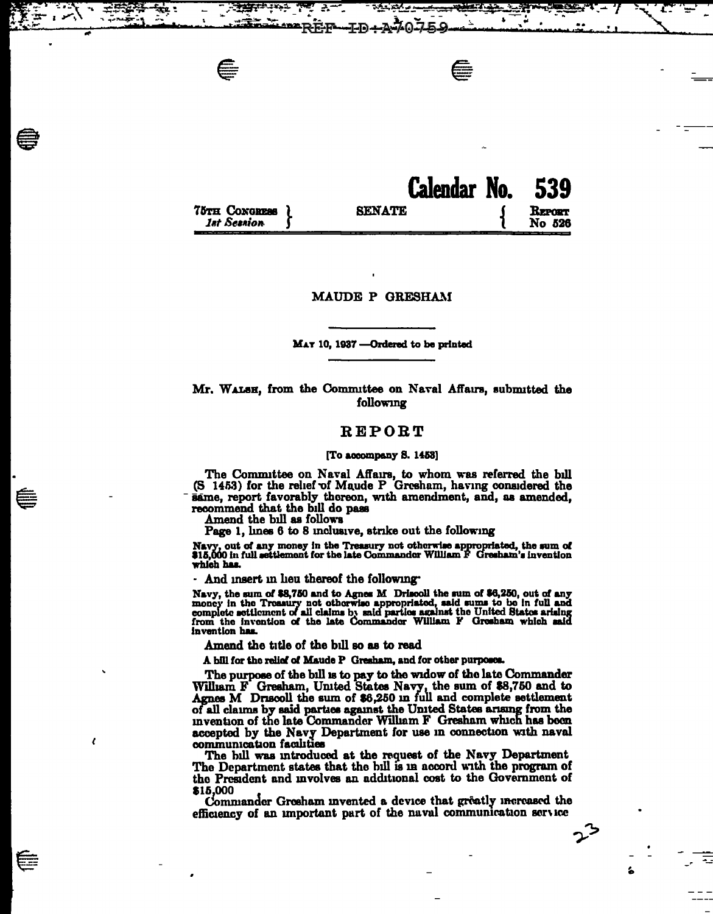**Calendar No. 539**

75TH CONGRESS } SENATE { REPORT
*1st Session* } { No 526

MAUDE P GRESHAM

MAY 10, 1937 —Ordered to be printed

Mr. WALSH, from the Committee on Naval Affairs, submitted the following

# REPORT

[To accompany S. 1453]

The Committee on Naval Affairs, to whom was referred the bill (S 1453) for the relief of Maude P Gresham, having considered the same, report favorably thereon, with amendment, and, as amended, recommend that the bill do pass

Amend the bill as follows

Page 1, lines 6 to 8 inclusive, strike out the following

Navy, out of any money in the Treasury not otherwise appropriated, the sum of $15,000 in full settlement for the late Commander William F Gresham's invention which has.

And insert in lieu thereof the following

Navy, the sum of $8,750 and to Agnes M Driscoll the sum of $6,250, out of any money in the Treasury not otherwise appropriated, said sums to be in full and complete settlement of all claims by said parties against the United States arising from the invention of the late Commander William F Gresham which said invention has.

Amend the title of the bill so as to read

A bill for the relief of Maude P Gresham, and for other purposes.

The purpose of the bill is to pay to the widow of the late Commander William F Gresham, United States Navy, the sum of $8,750 and to Agnes M Driscoll the sum of $6,250 in full and complete settlement of all claims by said parties against the United States arising from the invention of the late Commander William F Gresham which has been accepted by the Navy Department for use in connection with naval communication facilities

The bill was introduced at the request of the Navy Department The Department states that the bill is in accord with the program of the President and involves an additional cost to the Government of $15,000

Commander Gresham invented a device that greatly increased the efficiency of an important part of the naval communication service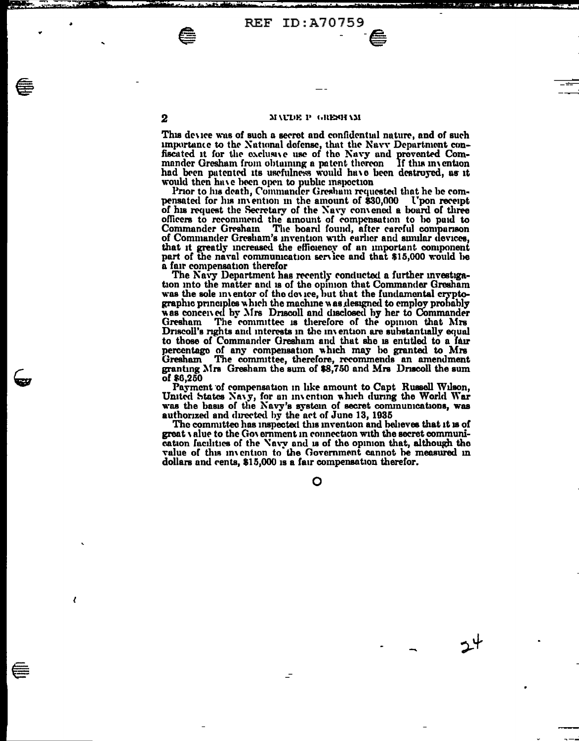This device was of such a secret and confidential nature, and of such importance to the National defense, that the Navy Department confiscated it for the exclusive use of the Navy and prevented Commander Gresham from obtaining a patent thereon If this invention had been patented its usefulness would have been destroyed, as it would then have been open to public inspection

Prior to his death, Commander Gresham requested that he be compensated for his invention in the amount of $30,000 Upon receipt of his request the Secretary of the Navy convened a board of three officers to recommend the amount of compensation to be paid to Commander Gresham The board found, after careful comparison of Commander Gresham's invention with earlier and similar devices, that it greatly increased the efficiency of an important component part of the naval communication service and that $15,000 would be a fair compensation therefor

The Navy Department has recently conducted a further investigation into the matter and is of the opinion that Commander Gresham was the sole inventor of the device, but that the fundamental cryptographic principles which the machine was designed to employ probably was conceived by Mrs Driscoll and disclosed by her to Commander Gresham The committee is therefore of the opinion that Mrs Driscoll's rights and interests in the invention are substantially equal to those of Commander Gresham and that she is entitled to a fair percentage of any compensation which may be granted to Mrs Gresham The committee, therefore, recommends an amendment granting Mrs Gresham the sum of $8,750 and Mrs Driscoll the sum of $6,250

Payment of compensation in like amount to Capt Russell Wilson, United States Navy, for an invention which during the World War was the basis of the Navy's system of secret communications, was authorized and directed by the act of June 13, 1935

The committee has inspected this invention and believes that it is of great value to the Government in connection with the secret communication facilities of the Navy and is of the opinion that, although the value of this invention to the Government cannot be measured in dollars and cents, $15,000 is a fair compensation therefor.

O